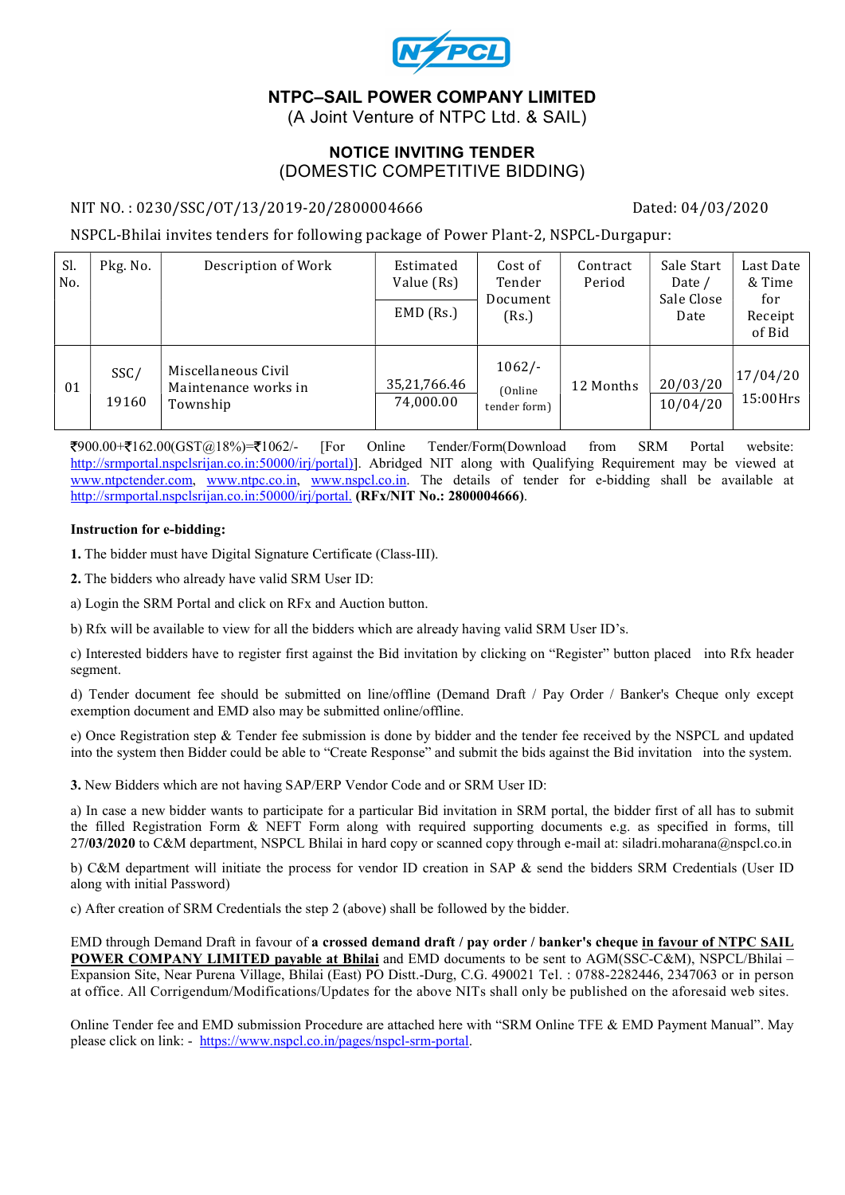# NTPC–SAIL POWER COMPANY LIMITED

(A Joint Venture of NTPC Ltd. & SAIL)

## NOTICE INVITING TENDER

(DOMESTIC COMPETITIVE BIDDING)

NIT NO. : 0230/SSC/OT/13/2019-20/2800004666 Dated: 04/03/2020

NSPCL-Bhilai invites tenders for following package of Power Plant-2, NSPCL-Durgapur:

| Sl. No. | Pkg. No. | Description of Work | Estimated Value (Rs) / EMD (Rs.) | Cost of Tender Document (Rs.) | Contract Period | Sale Start Date / Sale Close Date | Last Date & Time for Receipt of Bid |
|---|---|---|---|---|---|---|---|
| 01 | SSC/ 19160 | Miscellaneous Civil Maintenance works in Township | 35,21,766.46 / 74,000.00 | 1062/- (Online tender form) | 12 Months | 20/03/20 / 10/04/20 | 17/04/20 15:00Hrs |

₹900.00+₹162.00(GST@18%)=₹1062/- [For Online Tender/Form(Download from SRM Portal website: http://srmportal.nspclsrijan.co.in:50000/irj/portal)]. Abridged NIT along with Qualifying Requirement may be viewed at www.ntpctender.com, www.ntpc.co.in, www.nspcl.co.in. The details of tender for e-bidding shall be available at http://srmportal.nspclsrijan.co.in:50000/irj/portal. **(RFx/NIT No.: 2800004666)**.

**Instruction for e-bidding:**

**1.** The bidder must have Digital Signature Certificate (Class-III).

**2.** The bidders who already have valid SRM User ID:

a) Login the SRM Portal and click on RFx and Auction button.

b) Rfx will be available to view for all the bidders which are already having valid SRM User ID's.

c) Interested bidders have to register first against the Bid invitation by clicking on "Register" button placed into Rfx header segment.

d) Tender document fee should be submitted on line/offline (Demand Draft / Pay Order / Banker's Cheque only except exemption document and EMD also may be submitted online/offline.

e) Once Registration step & Tender fee submission is done by bidder and the tender fee received by the NSPCL and updated into the system then Bidder could be able to "Create Response" and submit the bids against the Bid invitation into the system.

**3.** New Bidders which are not having SAP/ERP Vendor Code and or SRM User ID:

a) In case a new bidder wants to participate for a particular Bid invitation in SRM portal, the bidder first of all has to submit the filled Registration Form & NEFT Form along with required supporting documents e.g. as specified in forms, till 27/**03**/2020 to C&M department, NSPCL Bhilai in hard copy or scanned copy through e-mail at: siladri.moharana@nspcl.co.in

b) C&M department will initiate the process for vendor ID creation in SAP & send the bidders SRM Credentials (User ID along with initial Password)

c) After creation of SRM Credentials the step 2 (above) shall be followed by the bidder.

EMD through Demand Draft in favour of **a crossed demand draft / pay order / banker's cheque in favour of NTPC SAIL POWER COMPANY LIMITED payable at Bhilai** and EMD documents to be sent to AGM(SSC-C&M), NSPCL/Bhilai – Expansion Site, Near Purena Village, Bhilai (East) PO Distt.-Durg, C.G. 490021 Tel. : 0788-2282446, 2347063 or in person at office. All Corrigendum/Modifications/Updates for the above NITs shall only be published on the aforesaid web sites.

Online Tender fee and EMD submission Procedure are attached here with "SRM Online TFE & EMD Payment Manual". May please click on link: - https://www.nspcl.co.in/pages/nspcl-srm-portal.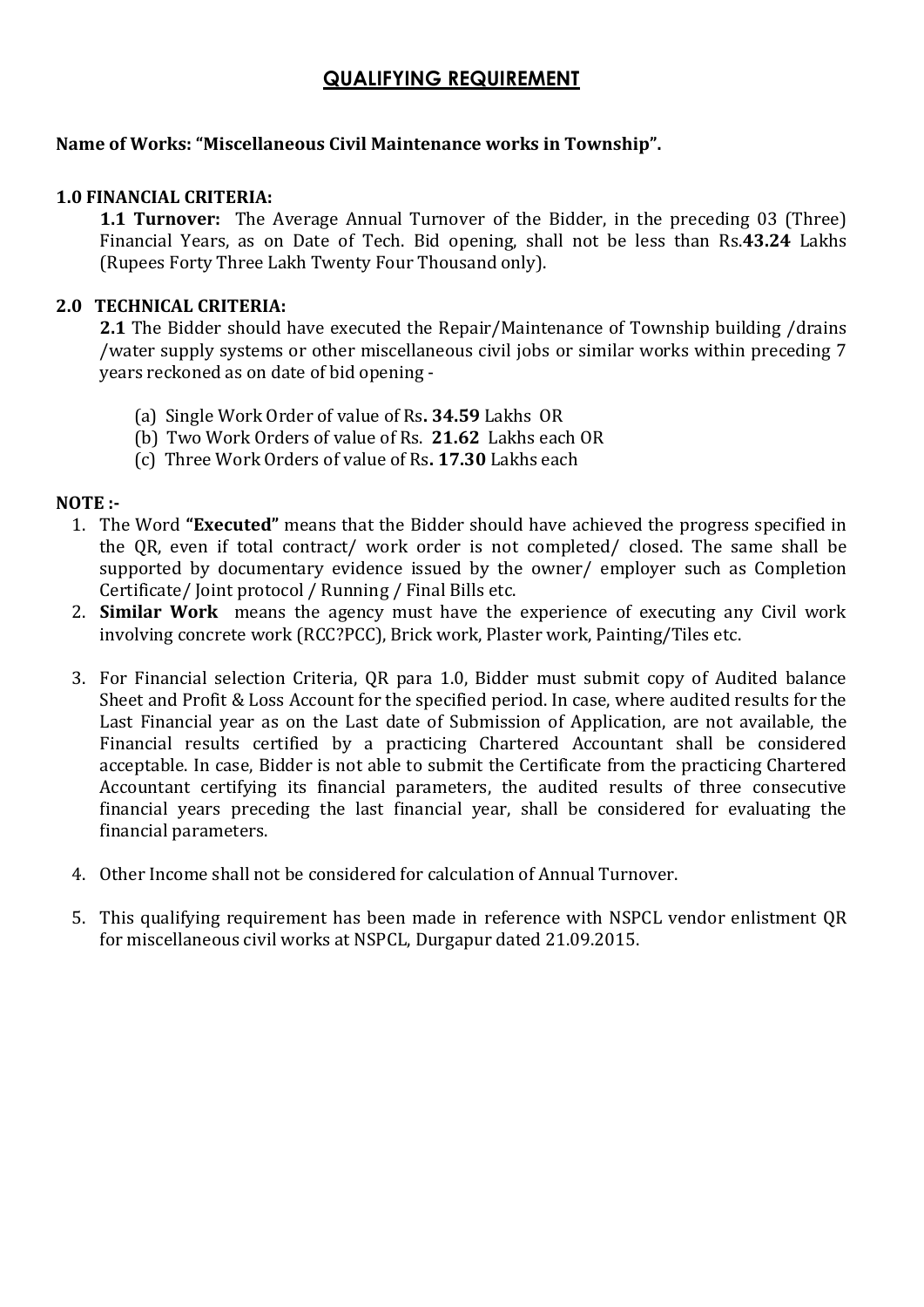# QUALIFYING REQUIREMENT

**Name of Works: "Miscellaneous Civil Maintenance works in Township".**

**1.0 FINANCIAL CRITERIA:**

**1.1 Turnover:** The Average Annual Turnover of the Bidder, in the preceding 03 (Three) Financial Years, as on Date of Tech. Bid opening, shall not be less than Rs.**43.24** Lakhs (Rupees Forty Three Lakh Twenty Four Thousand only).

**2.0 TECHNICAL CRITERIA:**

**2.1** The Bidder should have executed the Repair/Maintenance of Township building /drains /water supply systems or other miscellaneous civil jobs or similar works within preceding 7 years reckoned as on date of bid opening -

(a) Single Work Order of value of Rs**. 34.59** Lakhs OR
(b) Two Work Orders of value of Rs. **21.62** Lakhs each OR
(c) Three Work Orders of value of Rs**. 17.30** Lakhs each

**NOTE :-**

1. The Word **"Executed"** means that the Bidder should have achieved the progress specified in the QR, even if total contract/ work order is not completed/ closed. The same shall be supported by documentary evidence issued by the owner/ employer such as Completion Certificate/ Joint protocol / Running / Final Bills etc.
2. **Similar Work** means the agency must have the experience of executing any Civil work involving concrete work (RCC?PCC), Brick work, Plaster work, Painting/Tiles etc.
3. For Financial selection Criteria, QR para 1.0, Bidder must submit copy of Audited balance Sheet and Profit & Loss Account for the specified period. In case, where audited results for the Last Financial year as on the Last date of Submission of Application, are not available, the Financial results certified by a practicing Chartered Accountant shall be considered acceptable. In case, Bidder is not able to submit the Certificate from the practicing Chartered Accountant certifying its financial parameters, the audited results of three consecutive financial years preceding the last financial year, shall be considered for evaluating the financial parameters.
4. Other Income shall not be considered for calculation of Annual Turnover.
5. This qualifying requirement has been made in reference with NSPCL vendor enlistment QR for miscellaneous civil works at NSPCL, Durgapur dated 21.09.2015.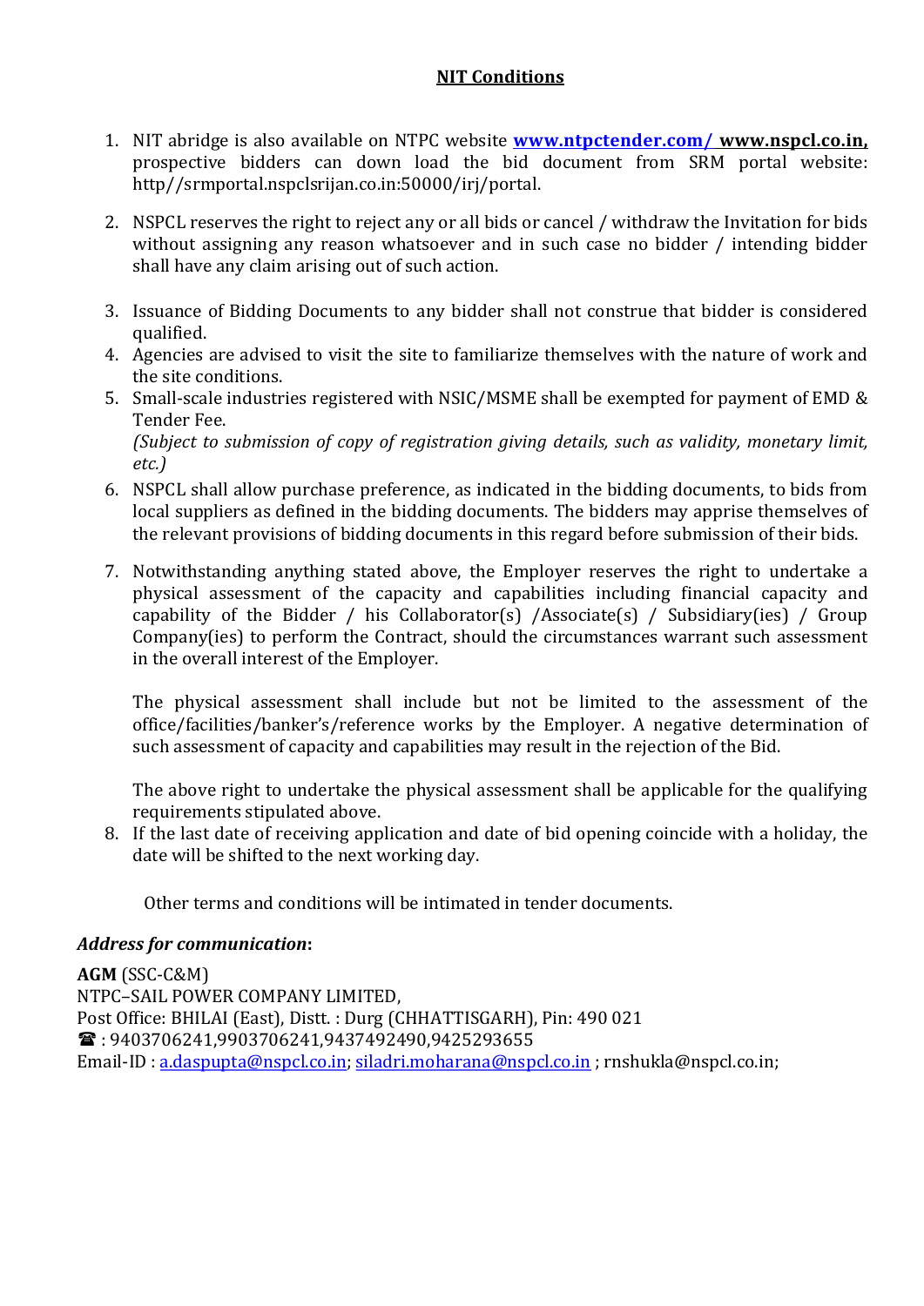# NIT Conditions

1. NIT abridge is also available on NTPC website **www.ntpctender.com/ www.nspcl.co.in,** prospective bidders can down load the bid document from SRM portal website: http//srmportal.nspclsrijan.co.in:50000/irj/portal.

2. NSPCL reserves the right to reject any or all bids or cancel / withdraw the Invitation for bids without assigning any reason whatsoever and in such case no bidder / intending bidder shall have any claim arising out of such action.

3. Issuance of Bidding Documents to any bidder shall not construe that bidder is considered qualified.
4. Agencies are advised to visit the site to familiarize themselves with the nature of work and the site conditions.
5. Small-scale industries registered with NSIC/MSME shall be exempted for payment of EMD & Tender Fee.
   *(Subject to submission of copy of registration giving details, such as validity, monetary limit, etc.)*
6. NSPCL shall allow purchase preference, as indicated in the bidding documents, to bids from local suppliers as defined in the bidding documents. The bidders may apprise themselves of the relevant provisions of bidding documents in this regard before submission of their bids.

7. Notwithstanding anything stated above, the Employer reserves the right to undertake a physical assessment of the capacity and capabilities including financial capacity and capability of the Bidder / his Collaborator(s) /Associate(s) / Subsidiary(ies) / Group Company(ies) to perform the Contract, should the circumstances warrant such assessment in the overall interest of the Employer.

   The physical assessment shall include but not be limited to the assessment of the office/facilities/banker's/reference works by the Employer. A negative determination of such assessment of capacity and capabilities may result in the rejection of the Bid.

   The above right to undertake the physical assessment shall be applicable for the qualifying requirements stipulated above.
8. If the last date of receiving application and date of bid opening coincide with a holiday, the date will be shifted to the next working day.

Other terms and conditions will be intimated in tender documents.

***Address for communication*:**

**AGM** (SSC-C&M)
NTPC–SAIL POWER COMPANY LIMITED,
Post Office: BHILAI (East), Distt. : Durg (CHHATTISGARH), Pin: 490 021
☎ : 9403706241,9903706241,9437492490,9425293655
Email-ID : a.daspupta@nspcl.co.in; siladri.moharana@nspcl.co.in ; rnshukla@nspcl.co.in;